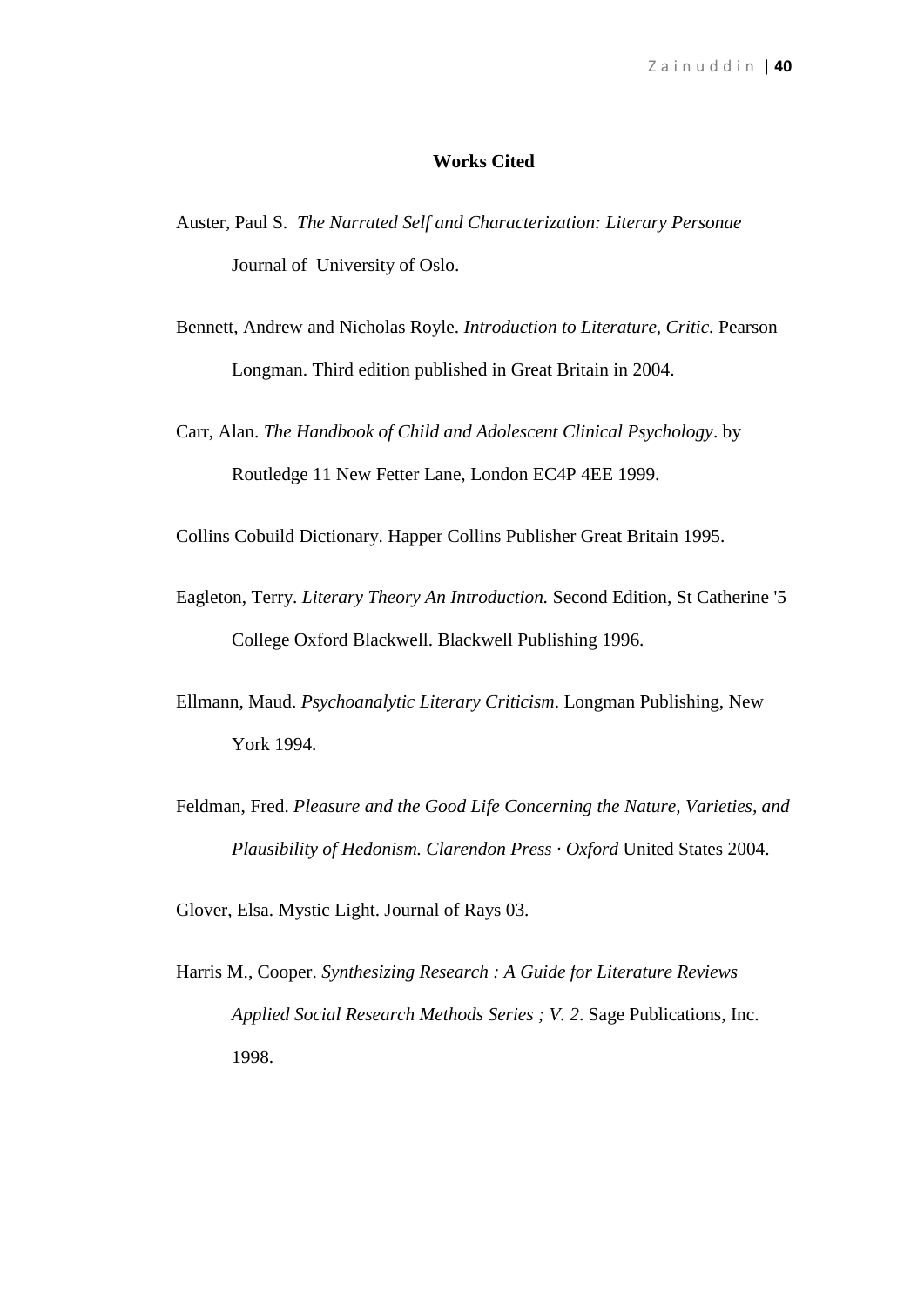# Works Cited

Auster, Paul S. *The Narrated Self and Characterization: Literary Personae* Journal of University of Oslo.

Bennett, Andrew and Nicholas Royle. *Introduction to Literature, Critic.* Pearson Longman. Third edition published in Great Britain in 2004.

Carr, Alan. *The Handbook of Child and Adolescent Clinical Psychology*. by Routledge 11 New Fetter Lane, London EC4P 4EE 1999.

Collins Cobuild Dictionary. Happer Collins Publisher Great Britain 1995.

Eagleton, Terry. *Literary Theory An Introduction.* Second Edition, St Catherine '5 College Oxford Blackwell. Blackwell Publishing 1996.

Ellmann, Maud. *Psychoanalytic Literary Criticism*. Longman Publishing, New York 1994.

Feldman, Fred. *Pleasure and the Good Life Concerning the Nature, Varieties, and Plausibility of Hedonism. Clarendon Press · Oxford* United States 2004.

Glover, Elsa. Mystic Light. Journal of Rays 03.

Harris M., Cooper. *Synthesizing Research : A Guide for Literature Reviews Applied Social Research Methods Series ; V. 2*. Sage Publications, Inc. 1998.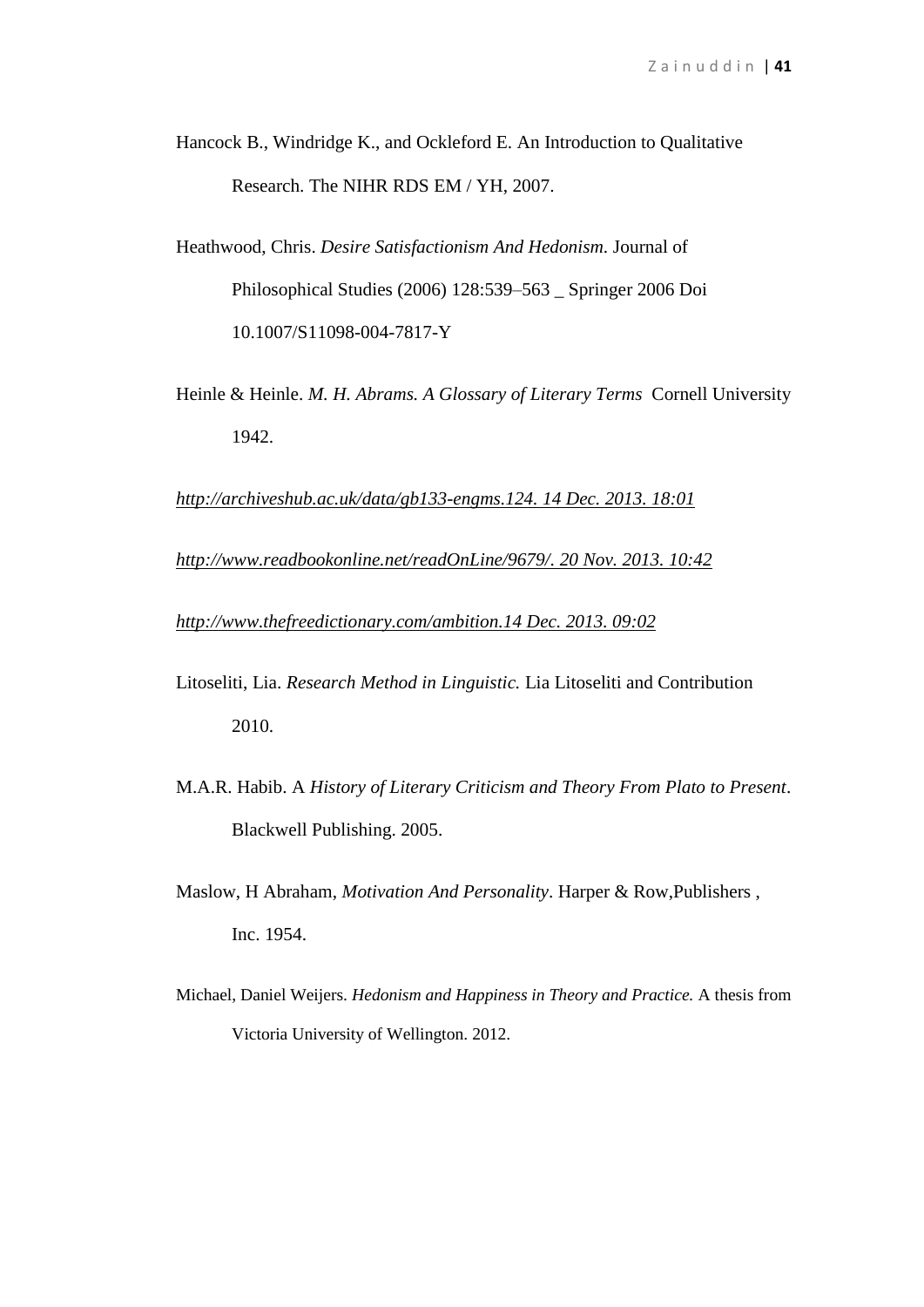Hancock B., Windridge K., and Ockleford E. An Introduction to Qualitative Research. The NIHR RDS EM / YH, 2007.

Heathwood, Chris. *Desire Satisfactionism And Hedonism*. Journal of Philosophical Studies (2006) 128:539–563 _ Springer 2006 Doi 10.1007/S11098-004-7817-Y

Heinle & Heinle. *M. H. Abrams. A Glossary of Literary Terms* Cornell University 1942.

*http://archiveshub.ac.uk/data/gb133-engms.124. 14 Dec. 2013. 18:01*

*http://www.readbookonline.net/readOnLine/9679/. 20 Nov. 2013. 10:42*

*http://www.thefreedictionary.com/ambition.14 Dec. 2013. 09:02*

Litoseliti, Lia. *Research Method in Linguistic.* Lia Litoseliti and Contribution 2010.

M.A.R. Habib. A *History of Literary Criticism and Theory From Plato to Present*. Blackwell Publishing. 2005.

Maslow, H Abraham, *Motivation And Personality*. Harper & Row,Publishers , Inc. 1954.

Michael, Daniel Weijers. *Hedonism and Happiness in Theory and Practice.* A thesis from Victoria University of Wellington. 2012.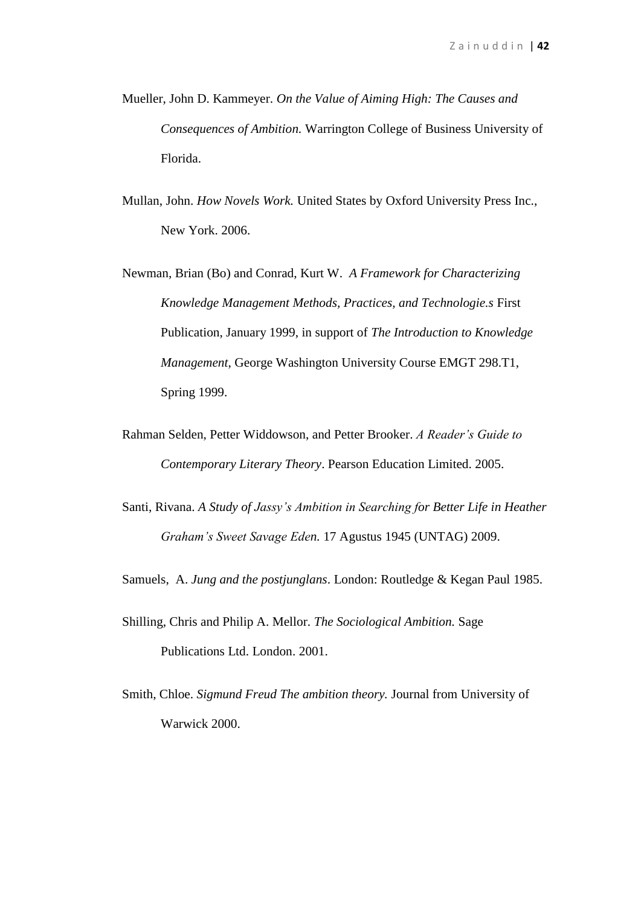Mueller, John D. Kammeyer. *On the Value of Aiming High: The Causes and Consequences of Ambition.* Warrington College of Business University of Florida.

Mullan, John. *How Novels Work.* United States by Oxford University Press Inc., New York. 2006.

Newman, Brian (Bo) and Conrad, Kurt W. *A Framework for Characterizing Knowledge Management Methods, Practices, and Technologie.s* First Publication, January 1999, in support of *The Introduction to Knowledge Management*, George Washington University Course EMGT 298.T1, Spring 1999.

Rahman Selden, Petter Widdowson, and Petter Brooker. *A Reader's Guide to Contemporary Literary Theory*. Pearson Education Limited. 2005.

Santi, Rivana. *A Study of Jassy's Ambition in Searching for Better Life in Heather Graham's Sweet Savage Eden.* 17 Agustus 1945 (UNTAG) 2009.

Samuels, A. *Jung and the postjunglans*. London: Routledge & Kegan Paul 1985.

Shilling, Chris and Philip A. Mellor. *The Sociological Ambition.* Sage Publications Ltd. London. 2001.

Smith, Chloe. *Sigmund Freud The ambition theory.* Journal from University of Warwick 2000.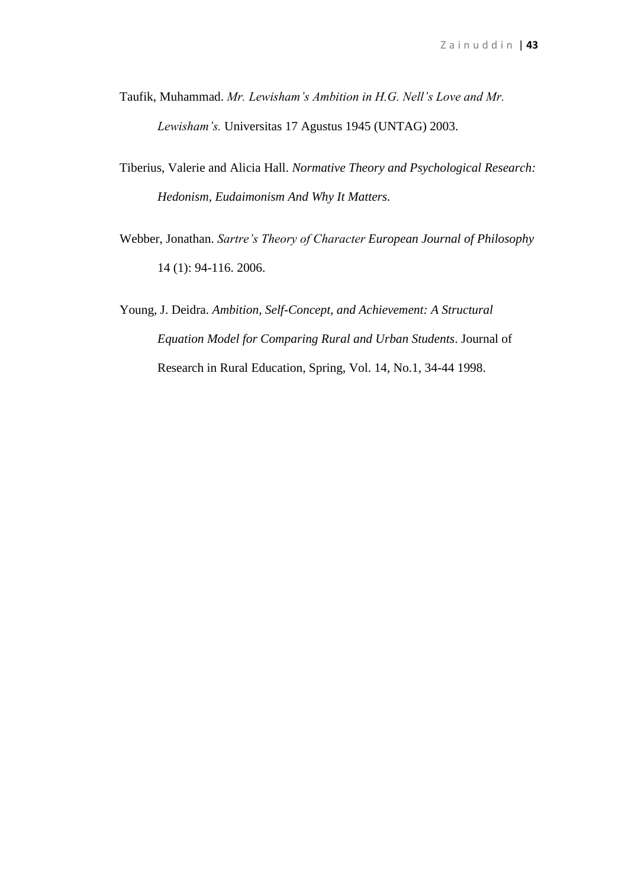Taufik, Muhammad. *Mr. Lewisham's Ambition in H.G. Nell's Love and Mr. Lewisham's.* Universitas 17 Agustus 1945 (UNTAG) 2003.

Tiberius, Valerie and Alicia Hall. *Normative Theory and Psychological Research: Hedonism, Eudaimonism And Why It Matters.*

Webber, Jonathan. *Sartre's Theory of Character European Journal of Philosophy* 14 (1): 94-116. 2006.

Young, J. Deidra. *Ambition, Self-Concept, and Achievement: A Structural Equation Model for Comparing Rural and Urban Students*. Journal of Research in Rural Education, Spring, Vol. 14, No.1, 34-44 1998.